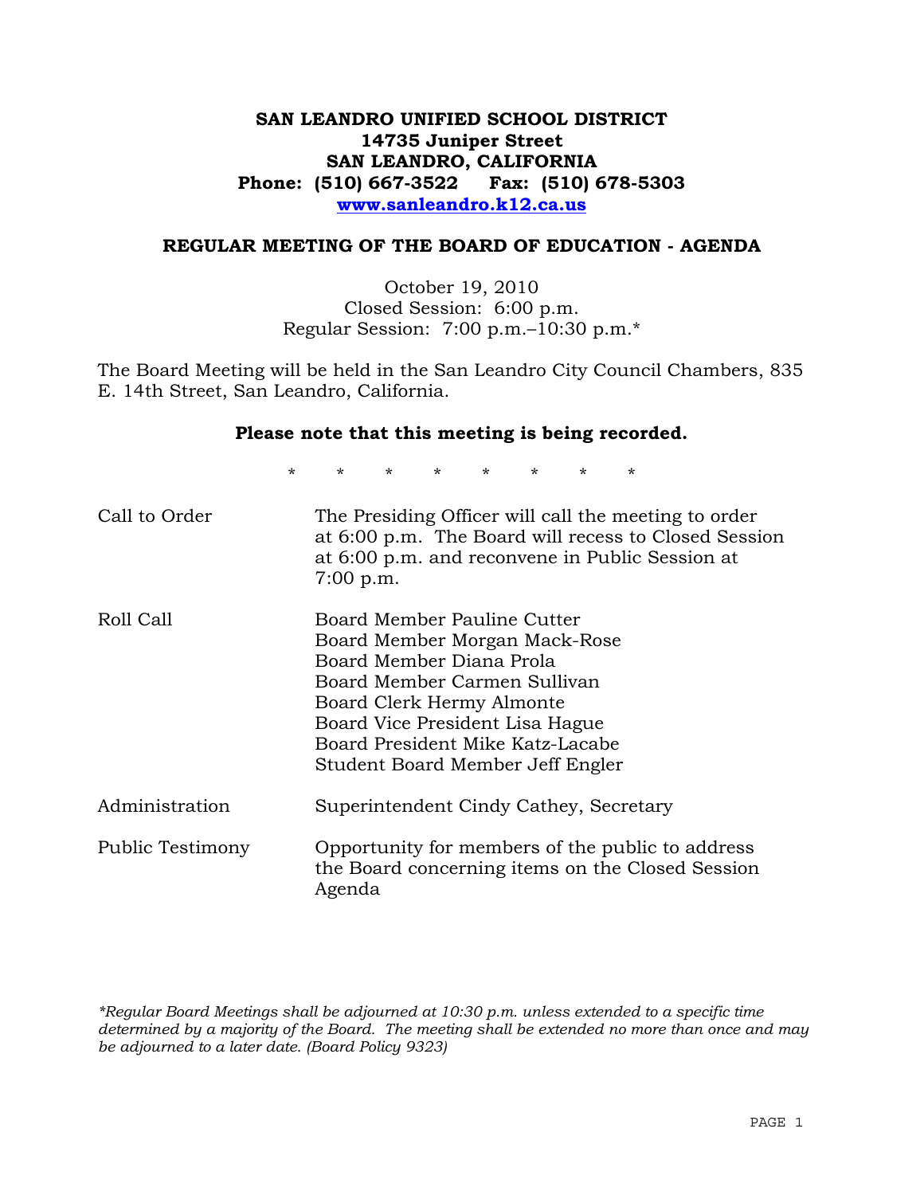# SAN LEANDRO UNIFIED SCHOOL DISTRICT
**14735 Juniper Street**
**SAN LEANDRO, CALIFORNIA**
**Phone: (510) 667-3522 Fax: (510) 678-5303**
**www.sanleandro.k12.ca.us**

## REGULAR MEETING OF THE BOARD OF EDUCATION - AGENDA

October 19, 2010
Closed Session: 6:00 p.m.
Regular Session: 7:00 p.m.–10:30 p.m.*

The Board Meeting will be held in the San Leandro City Council Chambers, 835 E. 14th Street, San Leandro, California.

**Please note that this meeting is being recorded.**

\* \* \* \* \* \* \* \*

| | |
|---|---|
| Call to Order | The Presiding Officer will call the meeting to order at 6:00 p.m. The Board will recess to Closed Session at 6:00 p.m. and reconvene in Public Session at 7:00 p.m. |
| Roll Call | Board Member Pauline Cutter<br>Board Member Morgan Mack-Rose<br>Board Member Diana Prola<br>Board Member Carmen Sullivan<br>Board Clerk Hermy Almonte<br>Board Vice President Lisa Hague<br>Board President Mike Katz-Lacabe<br>Student Board Member Jeff Engler |
| Administration | Superintendent Cindy Cathey, Secretary |
| Public Testimony | Opportunity for members of the public to address the Board concerning items on the Closed Session Agenda |

*\*Regular Board Meetings shall be adjourned at 10:30 p.m. unless extended to a specific time determined by a majority of the Board. The meeting shall be extended no more than once and may be adjourned to a later date. (Board Policy 9323)*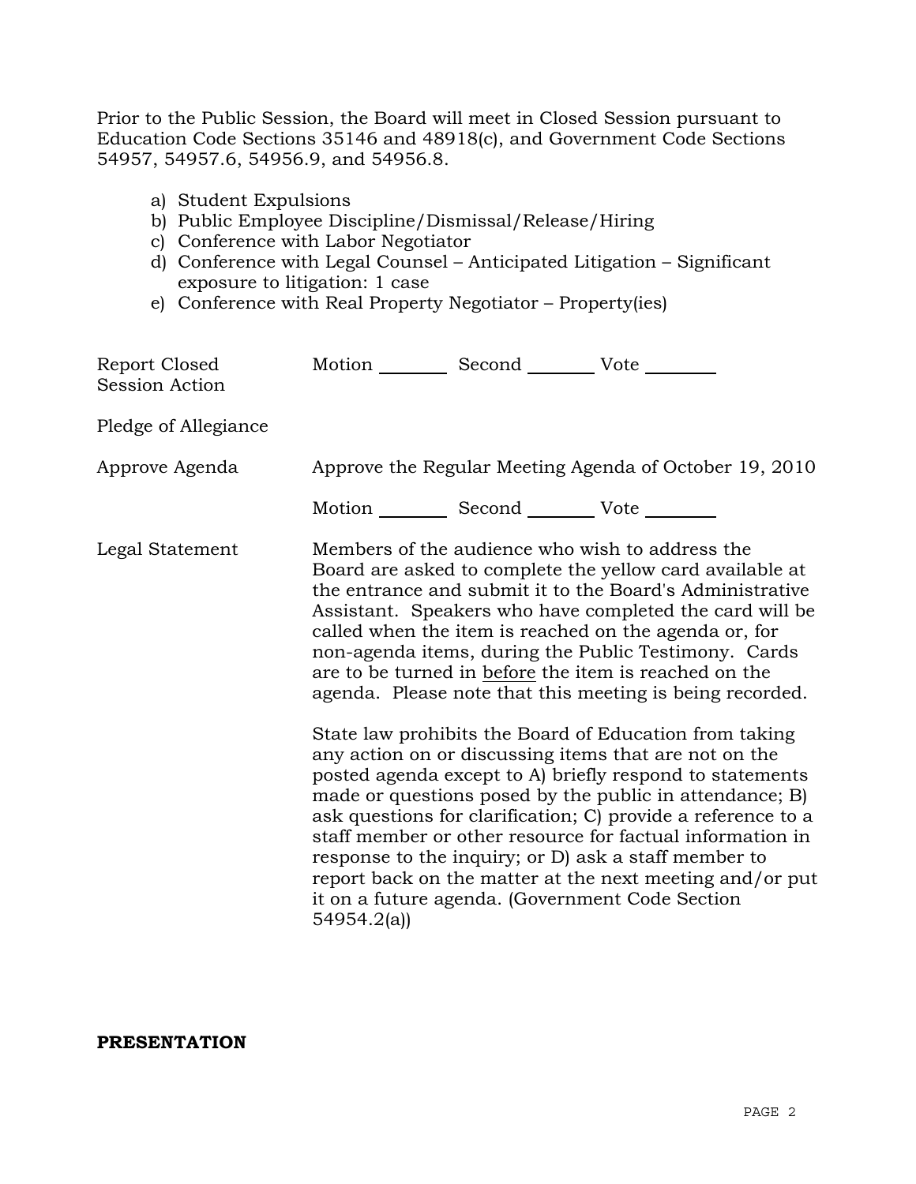Prior to the Public Session, the Board will meet in Closed Session pursuant to Education Code Sections 35146 and 48918(c), and Government Code Sections 54957, 54957.6, 54956.9, and 54956.8.

a) Student Expulsions
b) Public Employee Discipline/Dismissal/Release/Hiring
c) Conference with Labor Negotiator
d) Conference with Legal Counsel – Anticipated Litigation – Significant exposure to litigation: 1 case
e) Conference with Real Property Negotiator – Property(ies)

Report Closed Session Action — Motion ________ Second ________ Vote ________

Pledge of Allegiance

Approve Agenda — Approve the Regular Meeting Agenda of October 19, 2010

Motion ________ Second ________ Vote ________

Legal Statement — Members of the audience who wish to address the Board are asked to complete the yellow card available at the entrance and submit it to the Board's Administrative Assistant. Speakers who have completed the card will be called when the item is reached on the agenda or, for non-agenda items, during the Public Testimony. Cards are to be turned in before the item is reached on the agenda. Please note that this meeting is being recorded.

State law prohibits the Board of Education from taking any action on or discussing items that are not on the posted agenda except to A) briefly respond to statements made or questions posed by the public in attendance; B) ask questions for clarification; C) provide a reference to a staff member or other resource for factual information in response to the inquiry; or D) ask a staff member to report back on the matter at the next meeting and/or put it on a future agenda. (Government Code Section 54954.2(a))

**PRESENTATION**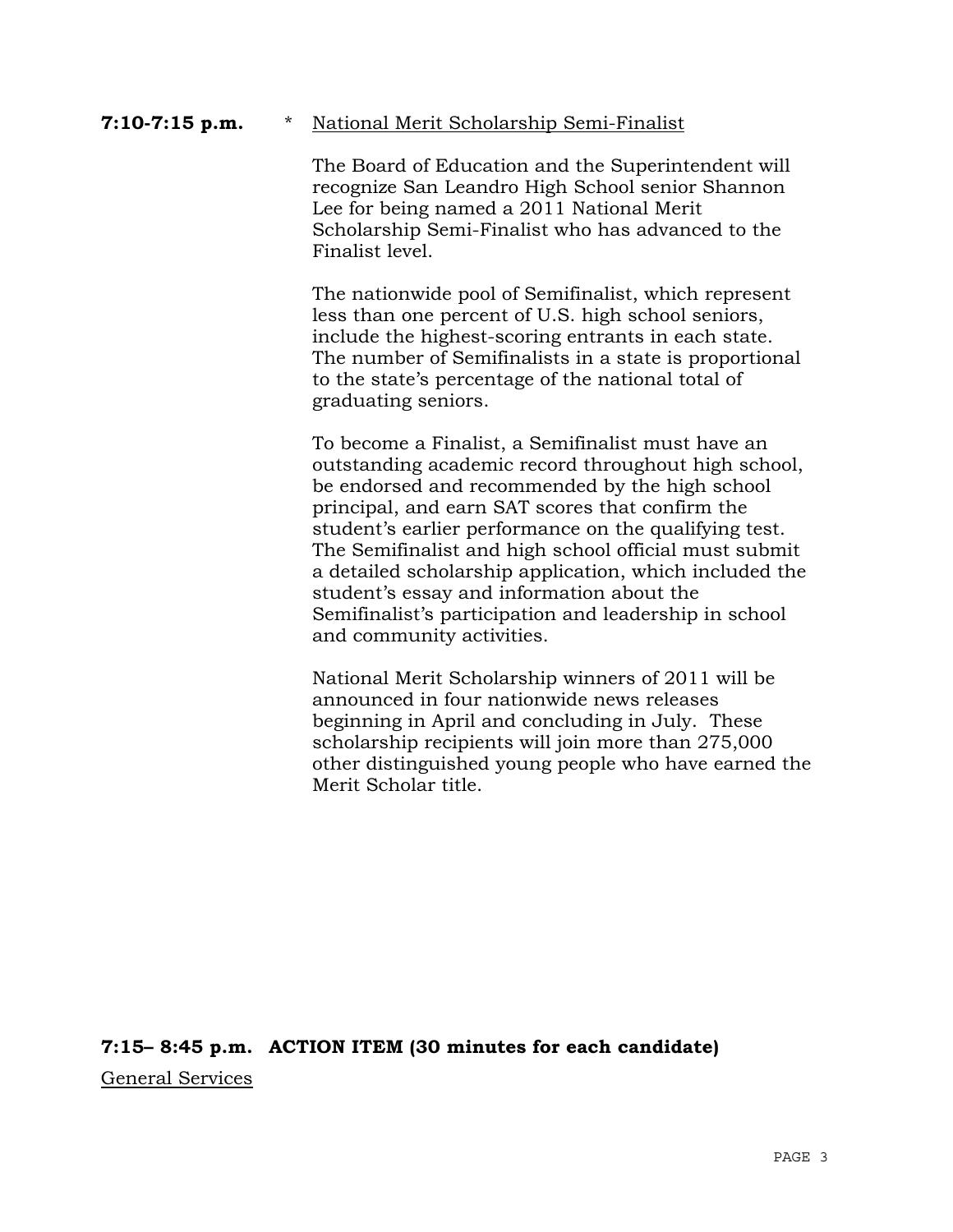**7:10-7:15 p.m.** * National Merit Scholarship Semi-Finalist

The Board of Education and the Superintendent will recognize San Leandro High School senior Shannon Lee for being named a 2011 National Merit Scholarship Semi-Finalist who has advanced to the Finalist level.

The nationwide pool of Semifinalist, which represent less than one percent of U.S. high school seniors, include the highest-scoring entrants in each state. The number of Semifinalists in a state is proportional to the state's percentage of the national total of graduating seniors.

To become a Finalist, a Semifinalist must have an outstanding academic record throughout high school, be endorsed and recommended by the high school principal, and earn SAT scores that confirm the student's earlier performance on the qualifying test. The Semifinalist and high school official must submit a detailed scholarship application, which included the student's essay and information about the Semifinalist's participation and leadership in school and community activities.

National Merit Scholarship winners of 2011 will be announced in four nationwide news releases beginning in April and concluding in July. These scholarship recipients will join more than 275,000 other distinguished young people who have earned the Merit Scholar title.

**7:15– 8:45 p.m. ACTION ITEM (30 minutes for each candidate)**

General Services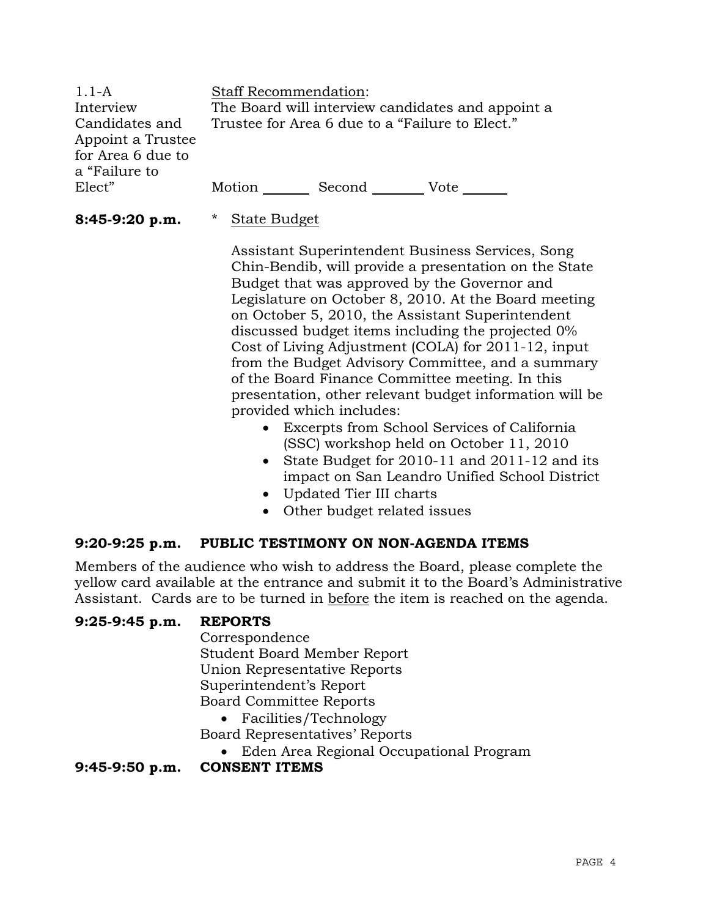| | |
|---|---|
| 1.1-A Interview Candidates and Appoint a Trustee for Area 6 due to a "Failure to Elect" | Staff Recommendation: The Board will interview candidates and appoint a Trustee for Area 6 due to a "Failure to Elect." <br><br> Motion _______ Second _______ Vote _______ |

**8:45-9:20 p.m.** * State Budget

Assistant Superintendent Business Services, Song Chin-Bendib, will provide a presentation on the State Budget that was approved by the Governor and Legislature on October 8, 2010. At the Board meeting on October 5, 2010, the Assistant Superintendent discussed budget items including the projected 0% Cost of Living Adjustment (COLA) for 2011-12, input from the Budget Advisory Committee, and a summary of the Board Finance Committee meeting. In this presentation, other relevant budget information will be provided which includes:

- Excerpts from School Services of California (SSC) workshop held on October 11, 2010
- State Budget for 2010-11 and 2011-12 and its impact on San Leandro Unified School District
- Updated Tier III charts
- Other budget related issues

**9:20-9:25 p.m. PUBLIC TESTIMONY ON NON-AGENDA ITEMS**

Members of the audience who wish to address the Board, please complete the yellow card available at the entrance and submit it to the Board's Administrative Assistant. Cards are to be turned in before the item is reached on the agenda.

**9:25-9:45 p.m. REPORTS**

Correspondence
Student Board Member Report
Union Representative Reports
Superintendent's Report
Board Committee Reports

- Facilities/Technology

Board Representatives' Reports

- Eden Area Regional Occupational Program

**9:45-9:50 p.m. CONSENT ITEMS**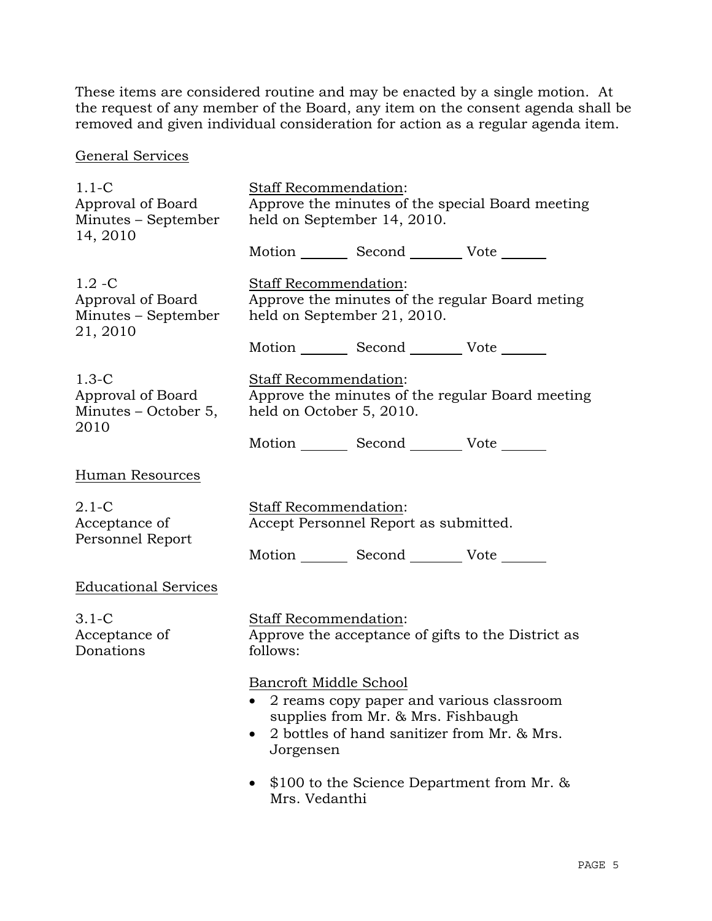These items are considered routine and may be enacted by a single motion. At the request of any member of the Board, any item on the consent agenda shall be removed and given individual consideration for action as a regular agenda item.

General Services

1.1-C
Approval of Board Minutes – September 14, 2010

Staff Recommendation:
Approve the minutes of the special Board meeting held on September 14, 2010.

Motion _______ Second _______ Vote _______

1.2 -C
Approval of Board Minutes – September 21, 2010

Staff Recommendation:
Approve the minutes of the regular Board meting held on September 21, 2010.

Motion _______ Second _______ Vote _______

1.3-C
Approval of Board Minutes – October 5, 2010

Staff Recommendation:
Approve the minutes of the regular Board meeting held on October 5, 2010.

Motion _______ Second _______ Vote _______

Human Resources

2.1-C
Acceptance of Personnel Report

Staff Recommendation:
Accept Personnel Report as submitted.

Motion _______ Second _______ Vote _______

Educational Services

3.1-C
Acceptance of Donations

Staff Recommendation:
Approve the acceptance of gifts to the District as follows:

Bancroft Middle School

- 2 reams copy paper and various classroom supplies from Mr. & Mrs. Fishbaugh
- 2 bottles of hand sanitizer from Mr. & Mrs. Jorgensen
- $100 to the Science Department from Mr. & Mrs. Vedanthi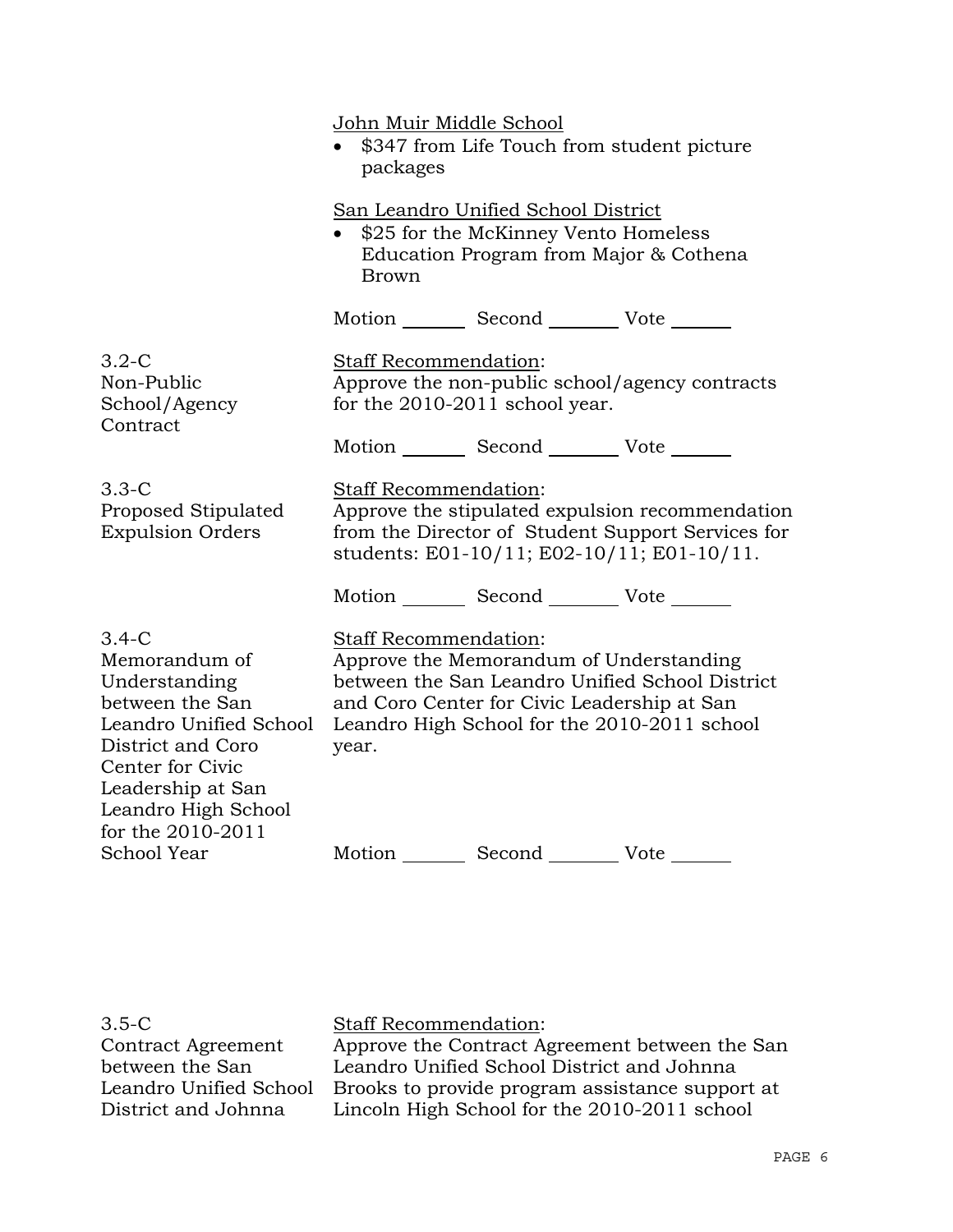<u>John Muir Middle School</u>

- $347 from Life Touch from student picture packages

<u>San Leandro Unified School District</u>

- $25 for the McKinney Vento Homeless Education Program from Major & Cothena Brown

Motion _______ Second _______ Vote _______

3.2-C Non-Public School/Agency Contract

<u>Staff Recommendation</u>:
Approve the non-public school/agency contracts for the 2010-2011 school year.

Motion _______ Second _______ Vote _______

3.3-C Proposed Stipulated Expulsion Orders

<u>Staff Recommendation</u>:
Approve the stipulated expulsion recommendation from the Director of Student Support Services for students: E01-10/11; E02-10/11; E01-10/11.

Motion _______ Second _______ Vote _______

3.4-C Memorandum of Understanding between the San Leandro Unified School District and Coro Center for Civic Leadership at San Leandro High School for the 2010-2011 School Year

<u>Staff Recommendation</u>:
Approve the Memorandum of Understanding between the San Leandro Unified School District and Coro Center for Civic Leadership at San Leandro High School for the 2010-2011 school year.

Motion _______ Second _______ Vote _______

3.5-C Contract Agreement between the San Leandro Unified School District and Johnna

<u>Staff Recommendation</u>:
Approve the Contract Agreement between the San Leandro Unified School District and Johnna Brooks to provide program assistance support at Lincoln High School for the 2010-2011 school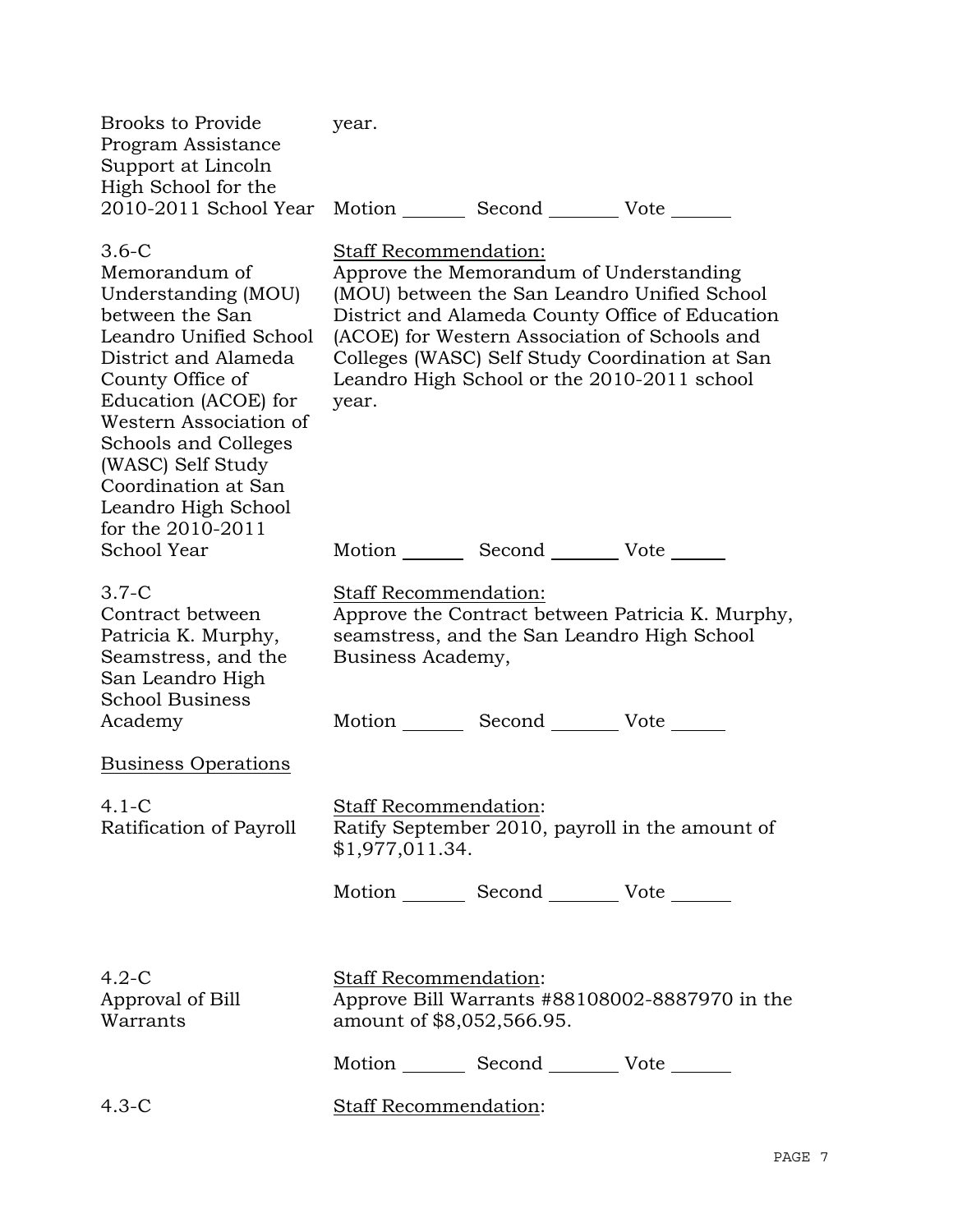| | |
|---|---|
| Brooks to Provide Program Assistance Support at Lincoln High School for the 2010-2011 School Year | year.<br><br>Motion \_\_\_\_\_\_ Second \_\_\_\_\_\_ Vote \_\_\_\_\_\_ |
| 3.6-C<br>Memorandum of Understanding (MOU) between the San Leandro Unified School District and Alameda County Office of Education (ACOE) for Western Association of Schools and Colleges (WASC) Self Study Coordination at San Leandro High School for the 2010-2011 School Year | Staff Recommendation:<br>Approve the Memorandum of Understanding (MOU) between the San Leandro Unified School District and Alameda County Office of Education (ACOE) for Western Association of Schools and Colleges (WASC) Self Study Coordination at San Leandro High School or the 2010-2011 school year.<br><br>Motion \_\_\_\_\_\_ Second \_\_\_\_\_\_ Vote \_\_\_\_\_\_ |
| 3.7-C<br>Contract between Patricia K. Murphy, Seamstress, and the San Leandro High School Business Academy | Staff Recommendation:<br>Approve the Contract between Patricia K. Murphy, seamstress, and the San Leandro High School Business Academy,<br><br>Motion \_\_\_\_\_\_ Second \_\_\_\_\_\_ Vote \_\_\_\_\_\_ |

Business Operations

| | |
|---|---|
| 4.1-C<br>Ratification of Payroll | Staff Recommendation:<br>Ratify September 2010, payroll in the amount of $1,977,011.34.<br><br>Motion \_\_\_\_\_\_ Second \_\_\_\_\_\_ Vote \_\_\_\_\_\_ |
| 4.2-C<br>Approval of Bill Warrants | Staff Recommendation:<br>Approve Bill Warrants #88108002-8887970 in the amount of $8,052,566.95.<br><br>Motion \_\_\_\_\_\_ Second \_\_\_\_\_\_ Vote \_\_\_\_\_\_ |
| 4.3-C | Staff Recommendation: |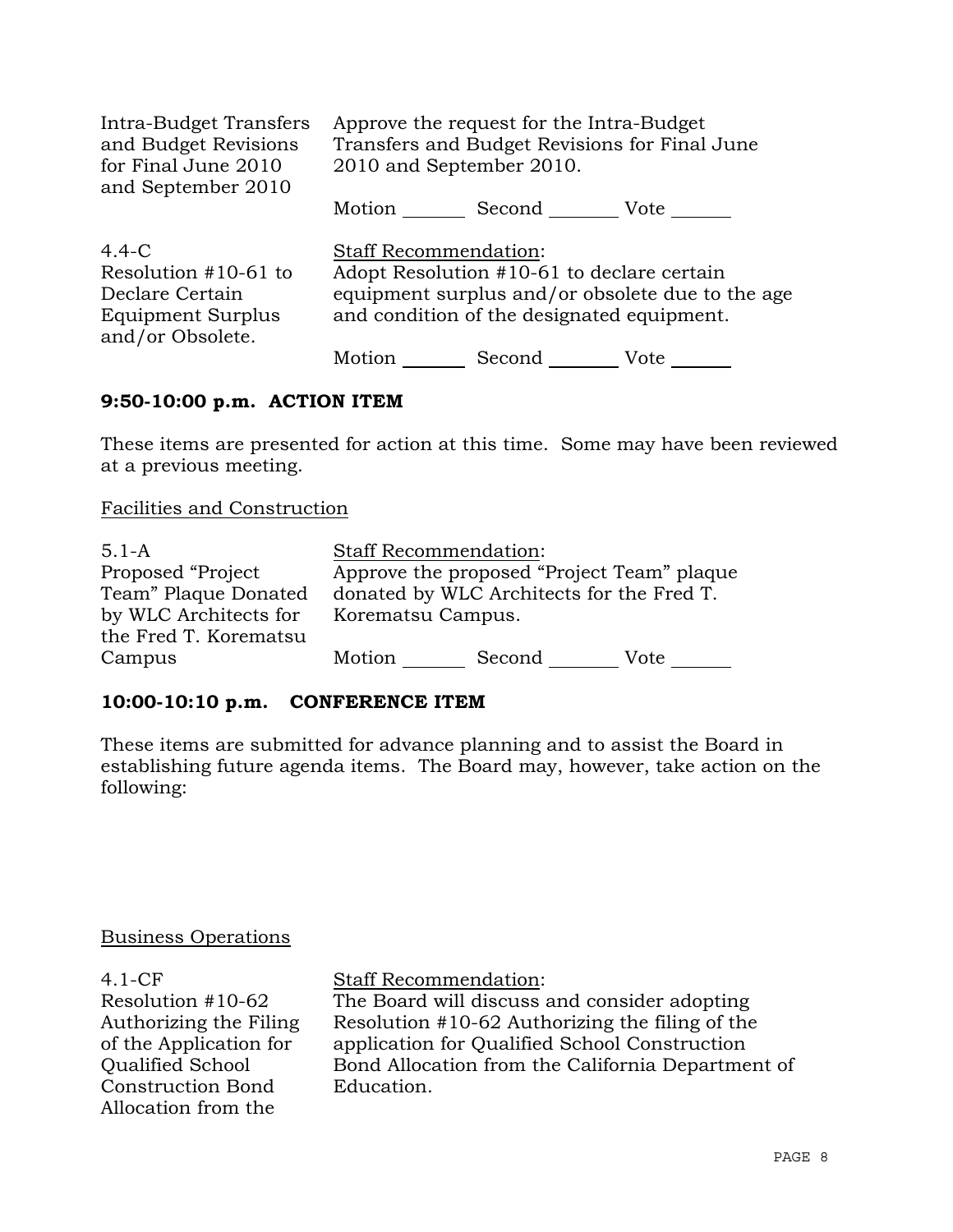| | |
|---|---|
| Intra-Budget Transfers and Budget Revisions for Final June 2010 and September 2010 | Approve the request for the Intra-Budget Transfers and Budget Revisions for Final June 2010 and September 2010.<br><br>Motion _______ Second _______ Vote _______ |
| 4.4-C<br>Resolution #10-61 to Declare Certain Equipment Surplus and/or Obsolete. | Staff Recommendation:<br>Adopt Resolution #10-61 to declare certain equipment surplus and/or obsolete due to the age and condition of the designated equipment.<br><br>Motion _______ Second _______ Vote _______ |

**9:50-10:00 p.m. ACTION ITEM**

These items are presented for action at this time. Some may have been reviewed at a previous meeting.

Facilities and Construction

| | |
|---|---|
| 5.1-A<br>Proposed "Project Team" Plaque Donated by WLC Architects for the Fred T. Korematsu Campus | Staff Recommendation:<br>Approve the proposed "Project Team" plaque donated by WLC Architects for the Fred T. Korematsu Campus.<br><br>Motion _______ Second _______ Vote _______ |

**10:00-10:10 p.m. CONFERENCE ITEM**

These items are submitted for advance planning and to assist the Board in establishing future agenda items. The Board may, however, take action on the following:

Business Operations

| | |
|---|---|
| 4.1-CF<br>Resolution #10-62 Authorizing the Filing of the Application for Qualified School Construction Bond Allocation from the | Staff Recommendation:<br>The Board will discuss and consider adopting Resolution #10-62 Authorizing the filing of the application for Qualified School Construction Bond Allocation from the California Department of Education. |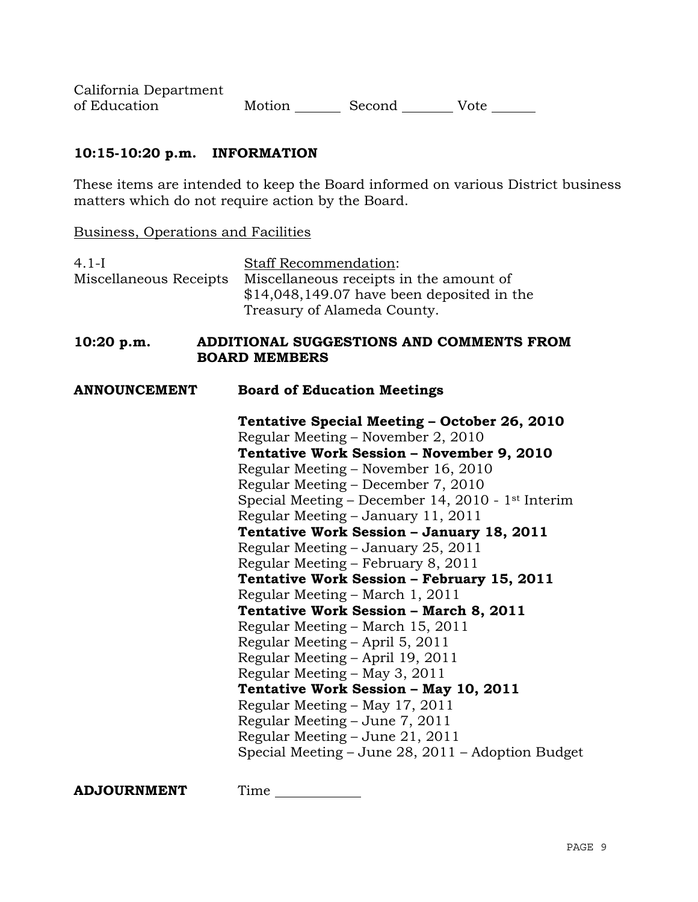California Department of Education Motion \_\_\_\_\_\_\_ Second \_\_\_\_\_\_\_ Vote \_\_\_\_\_\_

**10:15-10:20 p.m. INFORMATION**

These items are intended to keep the Board informed on various District business matters which do not require action by the Board.

Business, Operations and Facilities

4.1-I Miscellaneous Receipts

Staff Recommendation:
Miscellaneous receipts in the amount of $14,048,149.07 have been deposited in the Treasury of Alameda County.

**10:20 p.m. ADDITIONAL SUGGESTIONS AND COMMENTS FROM BOARD MEMBERS**

**ANNOUNCEMENT Board of Education Meetings**

**Tentative Special Meeting – October 26, 2010**
Regular Meeting – November 2, 2010
**Tentative Work Session – November 9, 2010**
Regular Meeting – November 16, 2010
Regular Meeting – December 7, 2010
Special Meeting – December 14, 2010 - 1st Interim
Regular Meeting – January 11, 2011
**Tentative Work Session – January 18, 2011**
Regular Meeting – January 25, 2011
Regular Meeting – February 8, 2011
**Tentative Work Session – February 15, 2011**
Regular Meeting – March 1, 2011
**Tentative Work Session – March 8, 2011**
Regular Meeting – March 15, 2011
Regular Meeting – April 5, 2011
Regular Meeting – April 19, 2011
Regular Meeting – May 3, 2011
**Tentative Work Session – May 10, 2011**
Regular Meeting – May 17, 2011
Regular Meeting – June 7, 2011
Regular Meeting – June 21, 2011
Special Meeting – June 28, 2011 – Adoption Budget

**ADJOURNMENT** Time \_\_\_\_\_\_\_\_\_\_\_\_